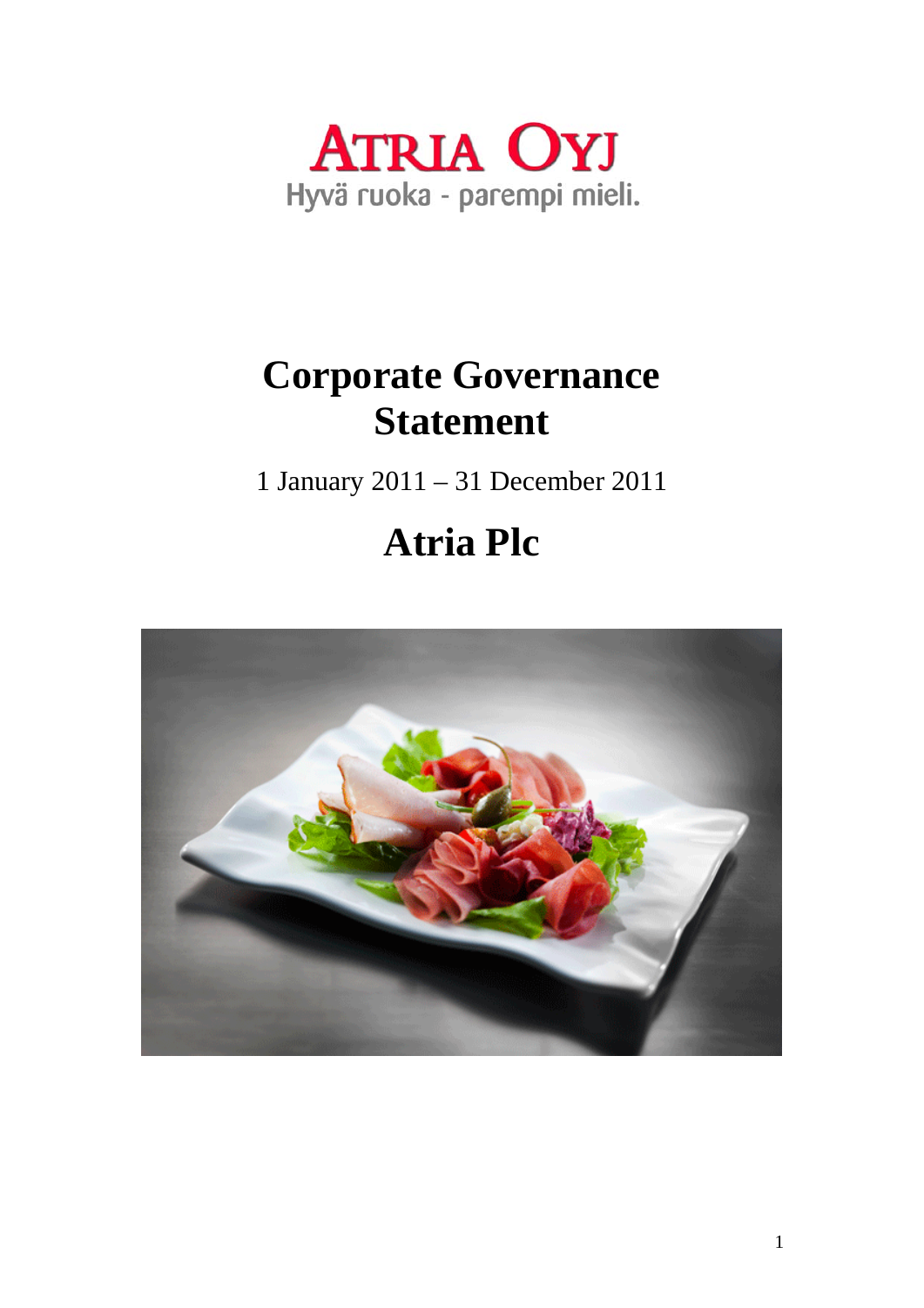ATRIA OYJ

Hyvä ruoka - parempi mieli.

# Corporate Governance Statement

1 January 2011 – 31 December 2011

# Atria Plc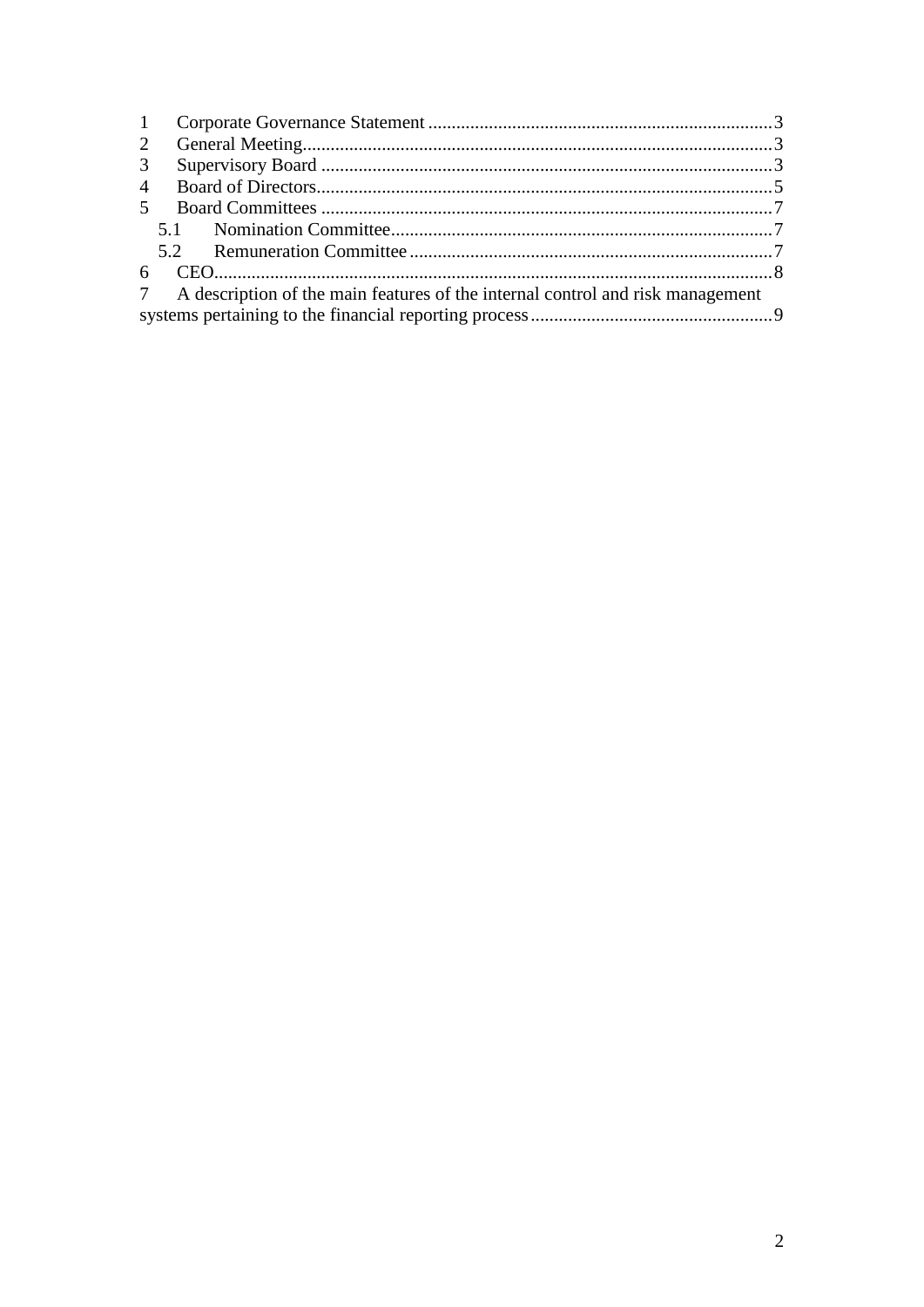1 Corporate Governance Statement ........................................................................3
2 General Meeting......................................................................................................3
3 Supervisory Board ..................................................................................................3
4 Board of Directors...................................................................................................5
5 Board Committees ..................................................................................................7
  5.1 Nomination Committee....................................................................................7
  5.2 Remuneration Committee ................................................................................7
6 CEO..........................................................................................................................8
7 A description of the main features of the internal control and risk management systems pertaining to the financial reporting process .....................................................9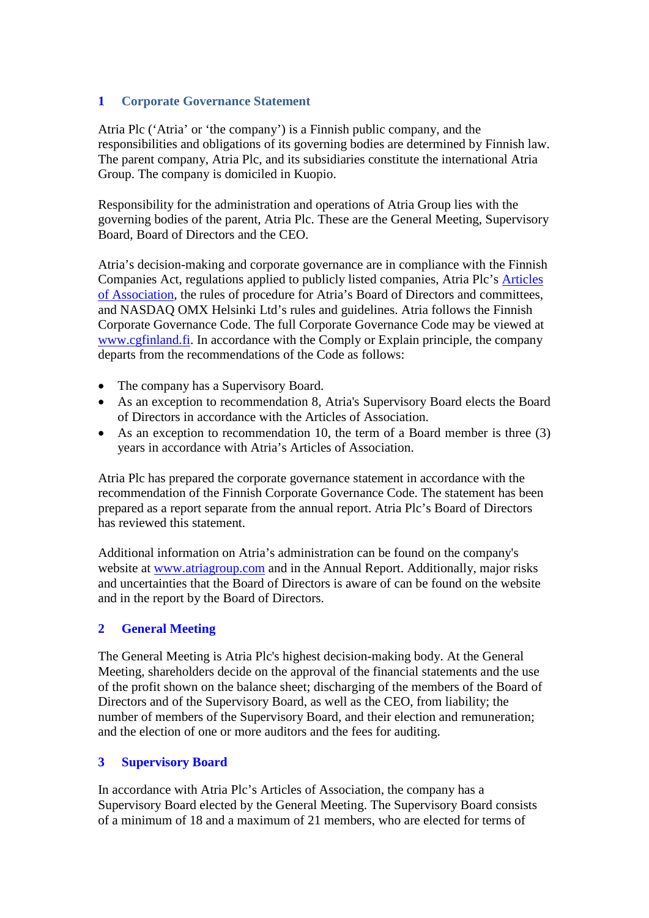## 1 Corporate Governance Statement

Atria Plc ('Atria' or 'the company') is a Finnish public company, and the responsibilities and obligations of its governing bodies are determined by Finnish law. The parent company, Atria Plc, and its subsidiaries constitute the international Atria Group. The company is domiciled in Kuopio.

Responsibility for the administration and operations of Atria Group lies with the governing bodies of the parent, Atria Plc. These are the General Meeting, Supervisory Board, Board of Directors and the CEO.

Atria's decision-making and corporate governance are in compliance with the Finnish Companies Act, regulations applied to publicly listed companies, Atria Plc's Articles of Association, the rules of procedure for Atria's Board of Directors and committees, and NASDAQ OMX Helsinki Ltd's rules and guidelines. Atria follows the Finnish Corporate Governance Code. The full Corporate Governance Code may be viewed at www.cgfinland.fi. In accordance with the Comply or Explain principle, the company departs from the recommendations of the Code as follows:

- The company has a Supervisory Board.
- As an exception to recommendation 8, Atria's Supervisory Board elects the Board of Directors in accordance with the Articles of Association.
- As an exception to recommendation 10, the term of a Board member is three (3) years in accordance with Atria's Articles of Association.

Atria Plc has prepared the corporate governance statement in accordance with the recommendation of the Finnish Corporate Governance Code. The statement has been prepared as a report separate from the annual report. Atria Plc's Board of Directors has reviewed this statement.

Additional information on Atria's administration can be found on the company's website at www.atriagroup.com and in the Annual Report. Additionally, major risks and uncertainties that the Board of Directors is aware of can be found on the website and in the report by the Board of Directors.

## 2 General Meeting

The General Meeting is Atria Plc's highest decision-making body. At the General Meeting, shareholders decide on the approval of the financial statements and the use of the profit shown on the balance sheet; discharging of the members of the Board of Directors and of the Supervisory Board, as well as the CEO, from liability; the number of members of the Supervisory Board, and their election and remuneration; and the election of one or more auditors and the fees for auditing.

## 3 Supervisory Board

In accordance with Atria Plc's Articles of Association, the company has a Supervisory Board elected by the General Meeting. The Supervisory Board consists of a minimum of 18 and a maximum of 21 members, who are elected for terms of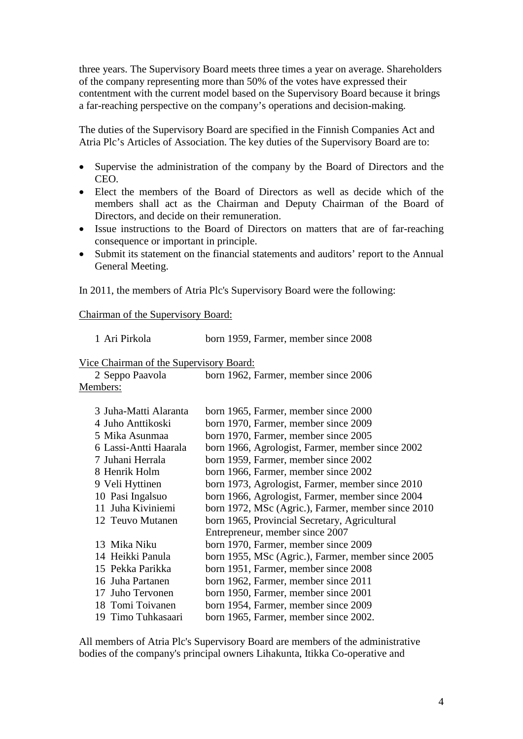three years. The Supervisory Board meets three times a year on average. Shareholders of the company representing more than 50% of the votes have expressed their contentment with the current model based on the Supervisory Board because it brings a far-reaching perspective on the company's operations and decision-making.

The duties of the Supervisory Board are specified in the Finnish Companies Act and Atria Plc's Articles of Association. The key duties of the Supervisory Board are to:

- Supervise the administration of the company by the Board of Directors and the CEO.
- Elect the members of the Board of Directors as well as decide which of the members shall act as the Chairman and Deputy Chairman of the Board of Directors, and decide on their remuneration.
- Issue instructions to the Board of Directors on matters that are of far-reaching consequence or important in principle.
- Submit its statement on the financial statements and auditors' report to the Annual General Meeting.

In 2011, the members of Atria Plc's Supervisory Board were the following:

<u>Chairman of the Supervisory Board:</u>

1 Ari Pirkola born 1959, Farmer, member since 2008

<u>Vice Chairman of the Supervisory Board:</u>

2 Seppo Paavola born 1962, Farmer, member since 2006

<u>Members:</u>

3 Juha-Matti Alaranta born 1965, Farmer, member since 2000
4 Juho Anttikoski born 1970, Farmer, member since 2009
5 Mika Asunmaa born 1970, Farmer, member since 2005
6 Lassi-Antti Haarala born 1966, Agrologist, Farmer, member since 2002
7 Juhani Herrala born 1959, Farmer, member since 2002
8 Henrik Holm born 1966, Farmer, member since 2002
9 Veli Hyttinen born 1973, Agrologist, Farmer, member since 2010
10 Pasi Ingalsuo born 1966, Agrologist, Farmer, member since 2004
11 Juha Kiviniemi born 1972, MSc (Agric.), Farmer, member since 2010
12 Teuvo Mutanen born 1965, Provincial Secretary, Agricultural Entrepreneur, member since 2007
13 Mika Niku born 1970, Farmer, member since 2009
14 Heikki Panula born 1955, MSc (Agric.), Farmer, member since 2005
15 Pekka Parikka born 1951, Farmer, member since 2008
16 Juha Partanen born 1962, Farmer, member since 2011
17 Juho Tervonen born 1950, Farmer, member since 2001
18 Tomi Toivanen born 1954, Farmer, member since 2009
19 Timo Tuhkasaari born 1965, Farmer, member since 2002.

All members of Atria Plc's Supervisory Board are members of the administrative bodies of the company's principal owners Lihakunta, Itikka Co-operative and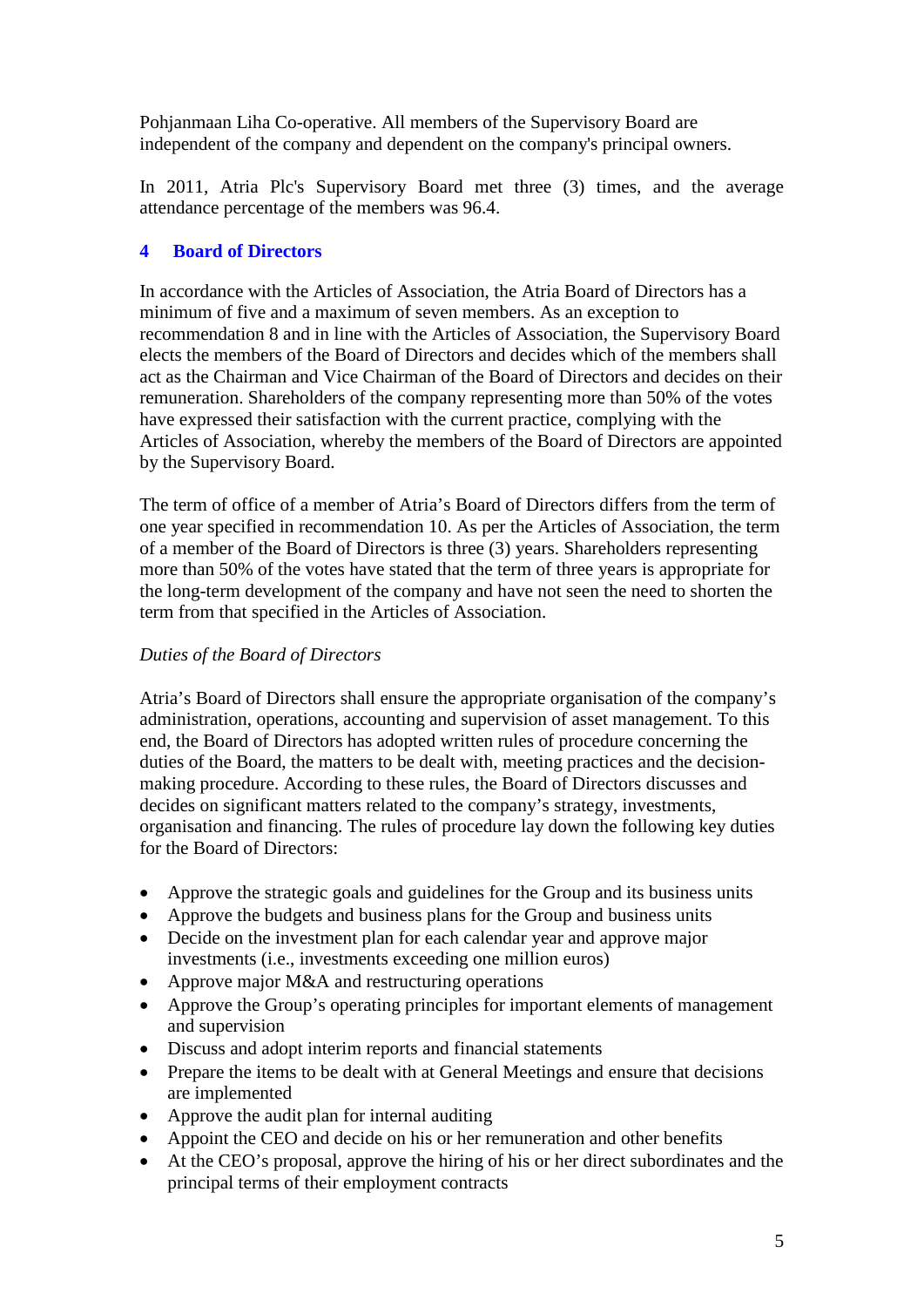Pohjanmaan Liha Co-operative. All members of the Supervisory Board are independent of the company and dependent on the company's principal owners.

In 2011, Atria Plc's Supervisory Board met three (3) times, and the average attendance percentage of the members was 96.4.

## 4 Board of Directors

In accordance with the Articles of Association, the Atria Board of Directors has a minimum of five and a maximum of seven members. As an exception to recommendation 8 and in line with the Articles of Association, the Supervisory Board elects the members of the Board of Directors and decides which of the members shall act as the Chairman and Vice Chairman of the Board of Directors and decides on their remuneration. Shareholders of the company representing more than 50% of the votes have expressed their satisfaction with the current practice, complying with the Articles of Association, whereby the members of the Board of Directors are appointed by the Supervisory Board.

The term of office of a member of Atria's Board of Directors differs from the term of one year specified in recommendation 10. As per the Articles of Association, the term of a member of the Board of Directors is three (3) years. Shareholders representing more than 50% of the votes have stated that the term of three years is appropriate for the long-term development of the company and have not seen the need to shorten the term from that specified in the Articles of Association.

*Duties of the Board of Directors*

Atria's Board of Directors shall ensure the appropriate organisation of the company's administration, operations, accounting and supervision of asset management. To this end, the Board of Directors has adopted written rules of procedure concerning the duties of the Board, the matters to be dealt with, meeting practices and the decision-making procedure. According to these rules, the Board of Directors discusses and decides on significant matters related to the company's strategy, investments, organisation and financing. The rules of procedure lay down the following key duties for the Board of Directors:

- Approve the strategic goals and guidelines for the Group and its business units
- Approve the budgets and business plans for the Group and business units
- Decide on the investment plan for each calendar year and approve major investments (i.e., investments exceeding one million euros)
- Approve major M&A and restructuring operations
- Approve the Group's operating principles for important elements of management and supervision
- Discuss and adopt interim reports and financial statements
- Prepare the items to be dealt with at General Meetings and ensure that decisions are implemented
- Approve the audit plan for internal auditing
- Appoint the CEO and decide on his or her remuneration and other benefits
- At the CEO's proposal, approve the hiring of his or her direct subordinates and the principal terms of their employment contracts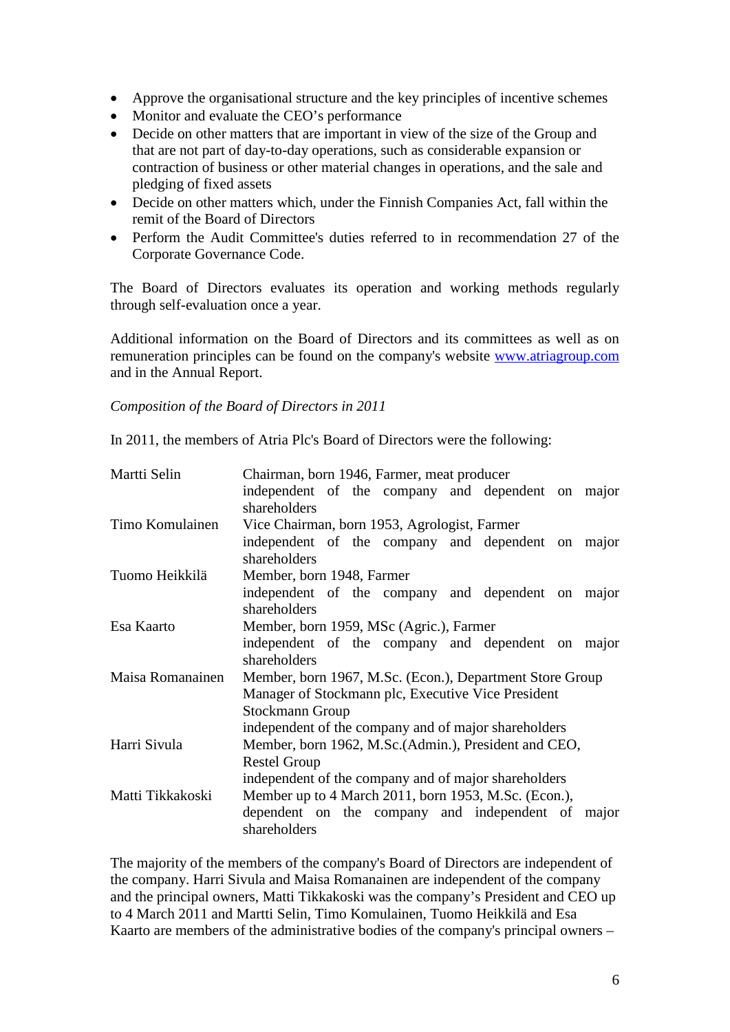- Approve the organisational structure and the key principles of incentive schemes
- Monitor and evaluate the CEO's performance
- Decide on other matters that are important in view of the size of the Group and that are not part of day-to-day operations, such as considerable expansion or contraction of business or other material changes in operations, and the sale and pledging of fixed assets
- Decide on other matters which, under the Finnish Companies Act, fall within the remit of the Board of Directors
- Perform the Audit Committee's duties referred to in recommendation 27 of the Corporate Governance Code.

The Board of Directors evaluates its operation and working methods regularly through self-evaluation once a year.

Additional information on the Board of Directors and its committees as well as on remuneration principles can be found on the company's website [www.atriagroup.com](http://www.atriagroup.com) and in the Annual Report.

*Composition of the Board of Directors in 2011*

In 2011, the members of Atria Plc's Board of Directors were the following:

| | |
|---|---|
| Martti Selin | Chairman, born 1946, Farmer, meat producer<br>independent of the company and dependent on major shareholders |
| Timo Komulainen | Vice Chairman, born 1953, Agrologist, Farmer<br>independent of the company and dependent on major shareholders |
| Tuomo Heikkilä | Member, born 1948, Farmer<br>independent of the company and dependent on major shareholders |
| Esa Kaarto | Member, born 1959, MSc (Agric.), Farmer<br>independent of the company and dependent on major shareholders |
| Maisa Romanainen | Member, born 1967, M.Sc. (Econ.), Department Store Group Manager of Stockmann plc, Executive Vice President Stockmann Group<br>independent of the company and of major shareholders |
| Harri Sivula | Member, born 1962, M.Sc.(Admin.), President and CEO, Restel Group<br>independent of the company and of major shareholders |
| Matti Tikkakoski | Member up to 4 March 2011, born 1953, M.Sc. (Econ.),<br>dependent on the company and independent of major shareholders |

The majority of the members of the company's Board of Directors are independent of the company. Harri Sivula and Maisa Romanainen are independent of the company and the principal owners, Matti Tikkakoski was the company's President and CEO up to 4 March 2011 and Martti Selin, Timo Komulainen, Tuomo Heikkilä and Esa Kaarto are members of the administrative bodies of the company's principal owners –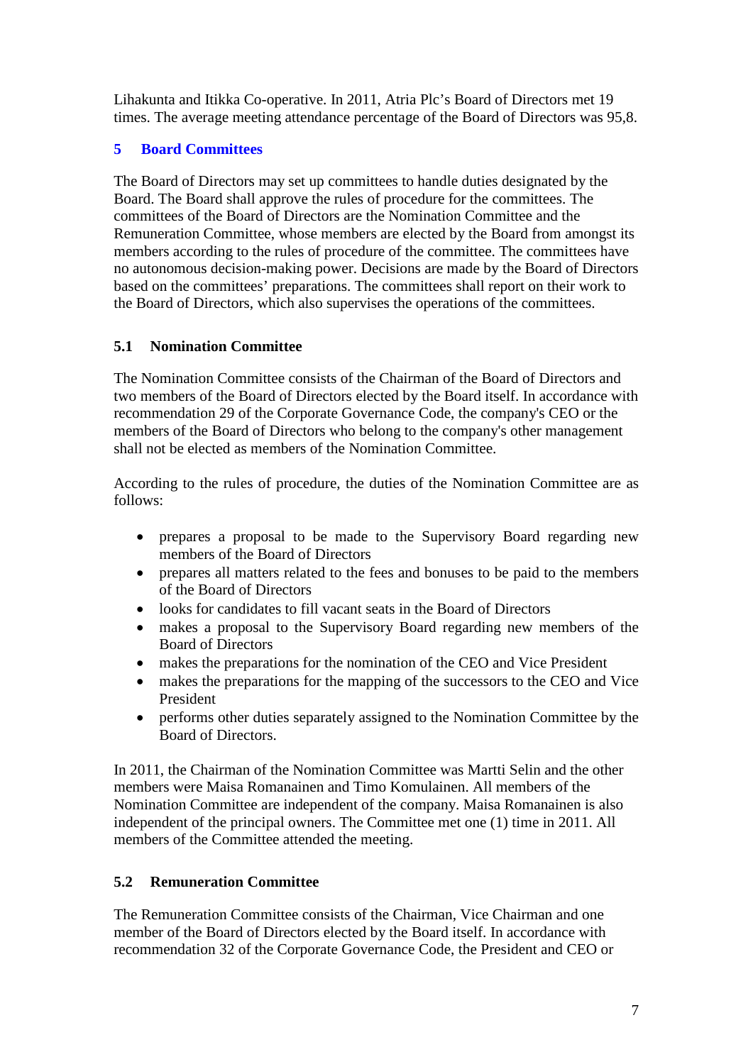Lihakunta and Itikka Co-operative. In 2011, Atria Plc's Board of Directors met 19 times. The average meeting attendance percentage of the Board of Directors was 95,8.

## 5 Board Committees

The Board of Directors may set up committees to handle duties designated by the Board. The Board shall approve the rules of procedure for the committees. The committees of the Board of Directors are the Nomination Committee and the Remuneration Committee, whose members are elected by the Board from amongst its members according to the rules of procedure of the committee. The committees have no autonomous decision-making power. Decisions are made by the Board of Directors based on the committees' preparations. The committees shall report on their work to the Board of Directors, which also supervises the operations of the committees.

### 5.1 Nomination Committee

The Nomination Committee consists of the Chairman of the Board of Directors and two members of the Board of Directors elected by the Board itself. In accordance with recommendation 29 of the Corporate Governance Code, the company's CEO or the members of the Board of Directors who belong to the company's other management shall not be elected as members of the Nomination Committee.

According to the rules of procedure, the duties of the Nomination Committee are as follows:

- prepares a proposal to be made to the Supervisory Board regarding new members of the Board of Directors
- prepares all matters related to the fees and bonuses to be paid to the members of the Board of Directors
- looks for candidates to fill vacant seats in the Board of Directors
- makes a proposal to the Supervisory Board regarding new members of the Board of Directors
- makes the preparations for the nomination of the CEO and Vice President
- makes the preparations for the mapping of the successors to the CEO and Vice President
- performs other duties separately assigned to the Nomination Committee by the Board of Directors.

In 2011, the Chairman of the Nomination Committee was Martti Selin and the other members were Maisa Romanainen and Timo Komulainen. All members of the Nomination Committee are independent of the company. Maisa Romanainen is also independent of the principal owners. The Committee met one (1) time in 2011. All members of the Committee attended the meeting.

### 5.2 Remuneration Committee

The Remuneration Committee consists of the Chairman, Vice Chairman and one member of the Board of Directors elected by the Board itself. In accordance with recommendation 32 of the Corporate Governance Code, the President and CEO or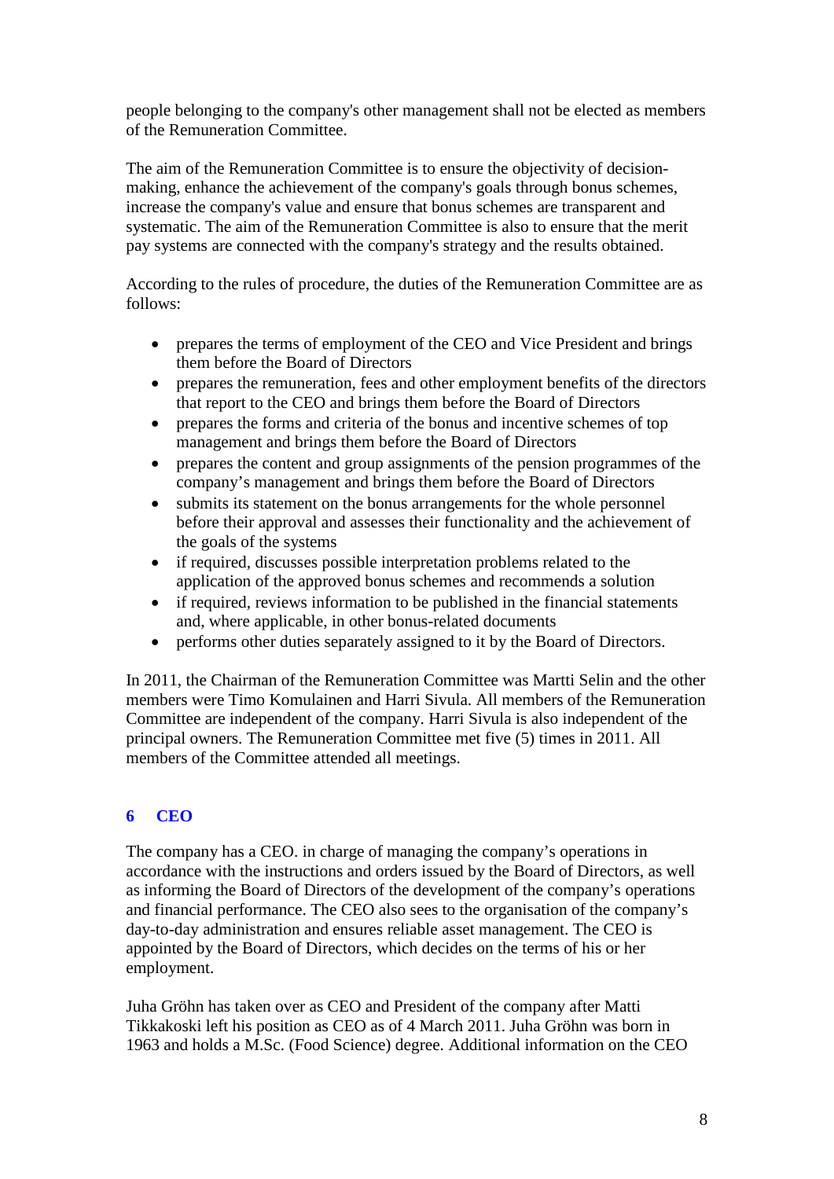people belonging to the company's other management shall not be elected as members of the Remuneration Committee.

The aim of the Remuneration Committee is to ensure the objectivity of decision-making, enhance the achievement of the company's goals through bonus schemes, increase the company's value and ensure that bonus schemes are transparent and systematic. The aim of the Remuneration Committee is also to ensure that the merit pay systems are connected with the company's strategy and the results obtained.

According to the rules of procedure, the duties of the Remuneration Committee are as follows:

- prepares the terms of employment of the CEO and Vice President and brings them before the Board of Directors
- prepares the remuneration, fees and other employment benefits of the directors that report to the CEO and brings them before the Board of Directors
- prepares the forms and criteria of the bonus and incentive schemes of top management and brings them before the Board of Directors
- prepares the content and group assignments of the pension programmes of the company's management and brings them before the Board of Directors
- submits its statement on the bonus arrangements for the whole personnel before their approval and assesses their functionality and the achievement of the goals of the systems
- if required, discusses possible interpretation problems related to the application of the approved bonus schemes and recommends a solution
- if required, reviews information to be published in the financial statements and, where applicable, in other bonus-related documents
- performs other duties separately assigned to it by the Board of Directors.

In 2011, the Chairman of the Remuneration Committee was Martti Selin and the other members were Timo Komulainen and Harri Sivula. All members of the Remuneration Committee are independent of the company. Harri Sivula is also independent of the principal owners. The Remuneration Committee met five (5) times in 2011. All members of the Committee attended all meetings.

## 6 CEO

The company has a CEO. in charge of managing the company's operations in accordance with the instructions and orders issued by the Board of Directors, as well as informing the Board of Directors of the development of the company's operations and financial performance. The CEO also sees to the organisation of the company's day-to-day administration and ensures reliable asset management. The CEO is appointed by the Board of Directors, which decides on the terms of his or her employment.

Juha Gröhn has taken over as CEO and President of the company after Matti Tikkakoski left his position as CEO as of 4 March 2011. Juha Gröhn was born in 1963 and holds a M.Sc. (Food Science) degree. Additional information on the CEO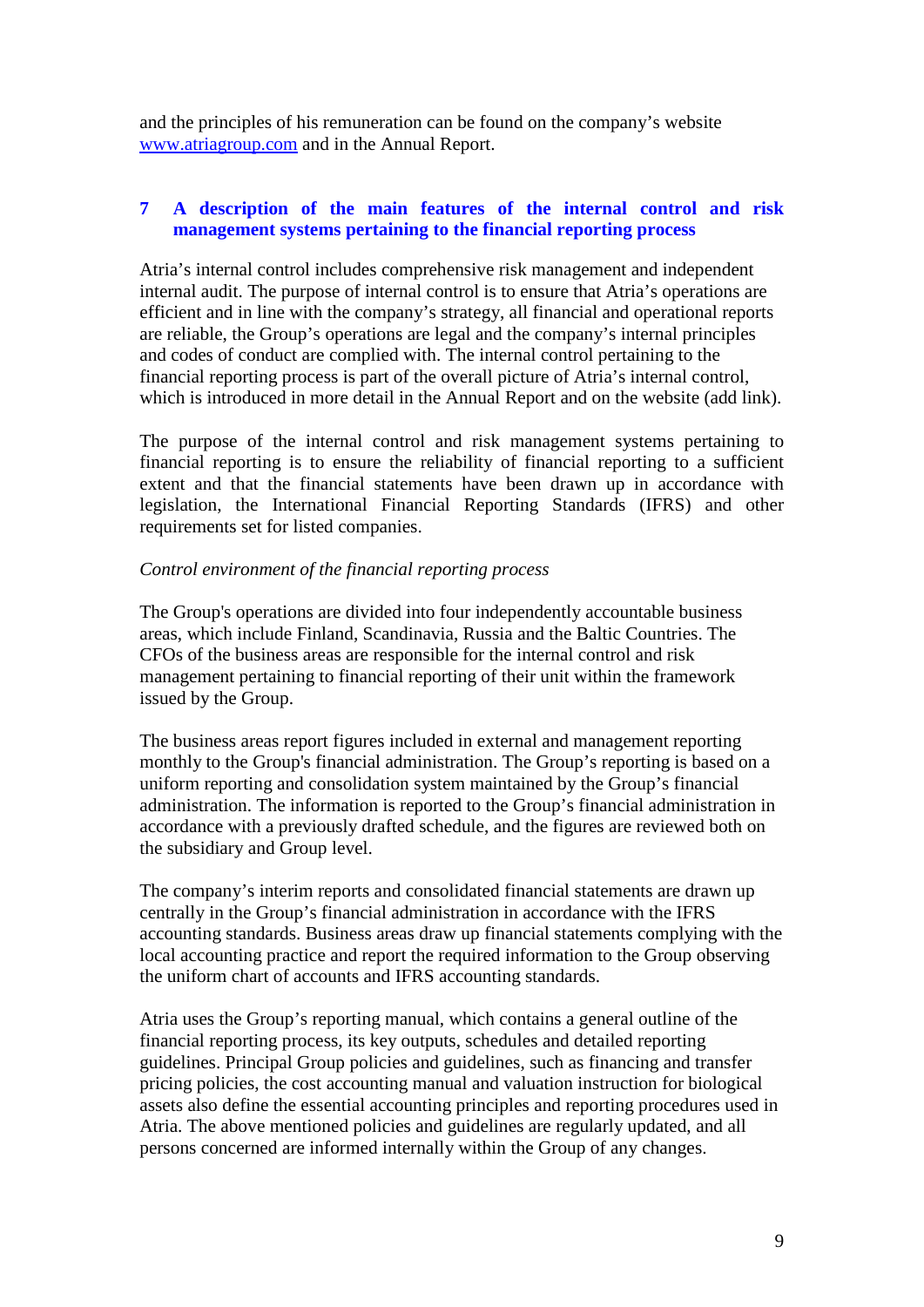and the principles of his remuneration can be found on the company's website www.atriagroup.com and in the Annual Report.

## 7 A description of the main features of the internal control and risk management systems pertaining to the financial reporting process

Atria's internal control includes comprehensive risk management and independent internal audit. The purpose of internal control is to ensure that Atria's operations are efficient and in line with the company's strategy, all financial and operational reports are reliable, the Group's operations are legal and the company's internal principles and codes of conduct are complied with. The internal control pertaining to the financial reporting process is part of the overall picture of Atria's internal control, which is introduced in more detail in the Annual Report and on the website (add link).

The purpose of the internal control and risk management systems pertaining to financial reporting is to ensure the reliability of financial reporting to a sufficient extent and that the financial statements have been drawn up in accordance with legislation, the International Financial Reporting Standards (IFRS) and other requirements set for listed companies.

*Control environment of the financial reporting process*

The Group's operations are divided into four independently accountable business areas, which include Finland, Scandinavia, Russia and the Baltic Countries. The CFOs of the business areas are responsible for the internal control and risk management pertaining to financial reporting of their unit within the framework issued by the Group.

The business areas report figures included in external and management reporting monthly to the Group's financial administration. The Group's reporting is based on a uniform reporting and consolidation system maintained by the Group's financial administration. The information is reported to the Group's financial administration in accordance with a previously drafted schedule, and the figures are reviewed both on the subsidiary and Group level.

The company's interim reports and consolidated financial statements are drawn up centrally in the Group's financial administration in accordance with the IFRS accounting standards. Business areas draw up financial statements complying with the local accounting practice and report the required information to the Group observing the uniform chart of accounts and IFRS accounting standards.

Atria uses the Group's reporting manual, which contains a general outline of the financial reporting process, its key outputs, schedules and detailed reporting guidelines. Principal Group policies and guidelines, such as financing and transfer pricing policies, the cost accounting manual and valuation instruction for biological assets also define the essential accounting principles and reporting procedures used in Atria. The above mentioned policies and guidelines are regularly updated, and all persons concerned are informed internally within the Group of any changes.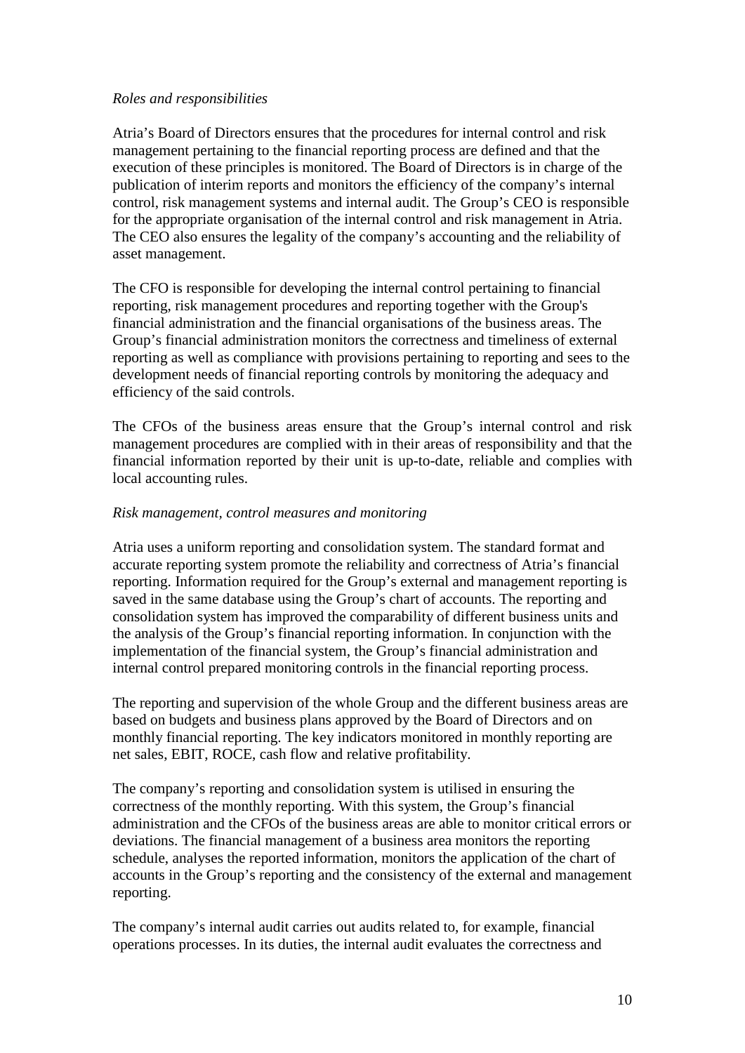*Roles and responsibilities*

Atria's Board of Directors ensures that the procedures for internal control and risk management pertaining to the financial reporting process are defined and that the execution of these principles is monitored. The Board of Directors is in charge of the publication of interim reports and monitors the efficiency of the company's internal control, risk management systems and internal audit. The Group's CEO is responsible for the appropriate organisation of the internal control and risk management in Atria. The CEO also ensures the legality of the company's accounting and the reliability of asset management.

The CFO is responsible for developing the internal control pertaining to financial reporting, risk management procedures and reporting together with the Group's financial administration and the financial organisations of the business areas. The Group's financial administration monitors the correctness and timeliness of external reporting as well as compliance with provisions pertaining to reporting and sees to the development needs of financial reporting controls by monitoring the adequacy and efficiency of the said controls.

The CFOs of the business areas ensure that the Group's internal control and risk management procedures are complied with in their areas of responsibility and that the financial information reported by their unit is up-to-date, reliable and complies with local accounting rules.

*Risk management, control measures and monitoring*

Atria uses a uniform reporting and consolidation system. The standard format and accurate reporting system promote the reliability and correctness of Atria's financial reporting. Information required for the Group's external and management reporting is saved in the same database using the Group's chart of accounts. The reporting and consolidation system has improved the comparability of different business units and the analysis of the Group's financial reporting information. In conjunction with the implementation of the financial system, the Group's financial administration and internal control prepared monitoring controls in the financial reporting process.

The reporting and supervision of the whole Group and the different business areas are based on budgets and business plans approved by the Board of Directors and on monthly financial reporting. The key indicators monitored in monthly reporting are net sales, EBIT, ROCE, cash flow and relative profitability.

The company's reporting and consolidation system is utilised in ensuring the correctness of the monthly reporting. With this system, the Group's financial administration and the CFOs of the business areas are able to monitor critical errors or deviations. The financial management of a business area monitors the reporting schedule, analyses the reported information, monitors the application of the chart of accounts in the Group's reporting and the consistency of the external and management reporting.

The company's internal audit carries out audits related to, for example, financial operations processes. In its duties, the internal audit evaluates the correctness and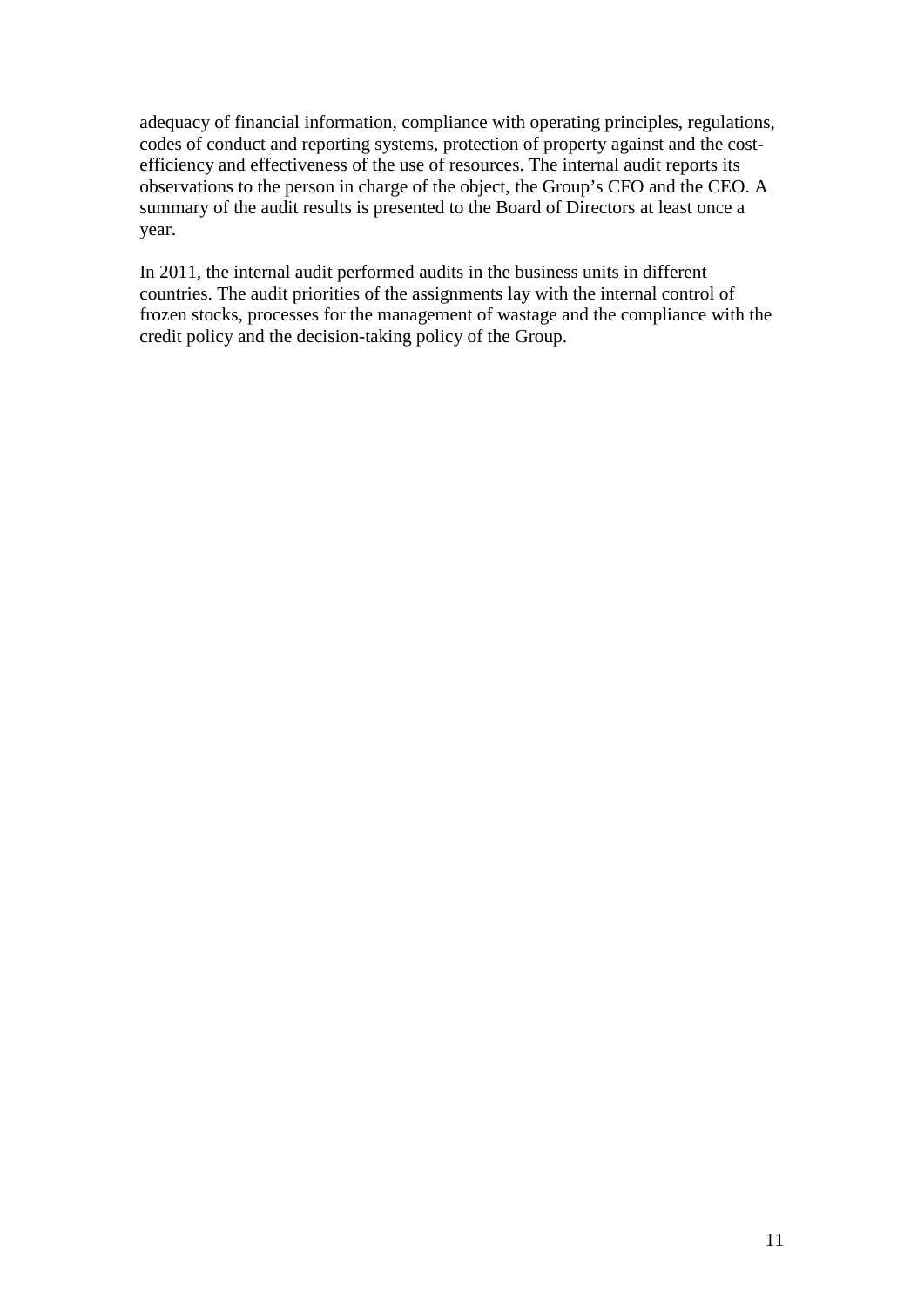adequacy of financial information, compliance with operating principles, regulations, codes of conduct and reporting systems, protection of property against and the cost-efficiency and effectiveness of the use of resources. The internal audit reports its observations to the person in charge of the object, the Group's CFO and the CEO. A summary of the audit results is presented to the Board of Directors at least once a year.

In 2011, the internal audit performed audits in the business units in different countries. The audit priorities of the assignments lay with the internal control of frozen stocks, processes for the management of wastage and the compliance with the credit policy and the decision-taking policy of the Group.